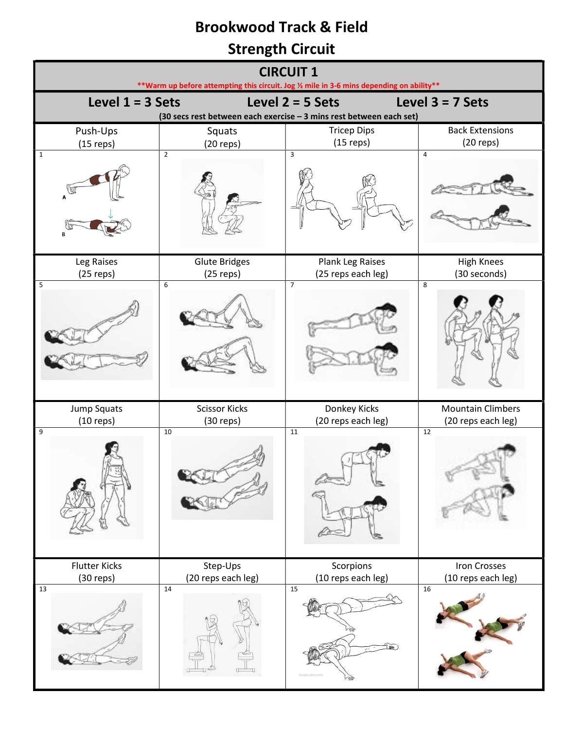# Brookwood Track & Field

## Strength Circuit

### CIRCUIT 1

****Warm up before attempting this circuit. Jog ½ mile in 3-6 mins depending on ability****

**Level 1 = 3 Sets** | **Level 2 = 5 Sets** | **Level 3 = 7 Sets**

**(30 secs rest between each exercise – 3 mins rest between each set)**

| | | | |
|---|---|---|---|
| Push-Ups (15 reps) | Squats (20 reps) | Tricep Dips (15 reps) | Back Extensions (20 reps) |
| 1 | 2 | 3 | 4 |
| Leg Raises (25 reps) | Glute Bridges (25 reps) | Plank Leg Raises (25 reps each leg) | High Knees (30 seconds) |
| 5 | 6 | 7 | 8 |
| Jump Squats (10 reps) | Scissor Kicks (30 reps) | Donkey Kicks (20 reps each leg) | Mountain Climbers (20 reps each leg) |
| 9 | 10 | 11 | 12 |
| Flutter Kicks (30 reps) | Step-Ups (20 reps each leg) | Scorpions (10 reps each leg) | Iron Crosses (10 reps each leg) |
| 13 | 14 | 15 | 16 |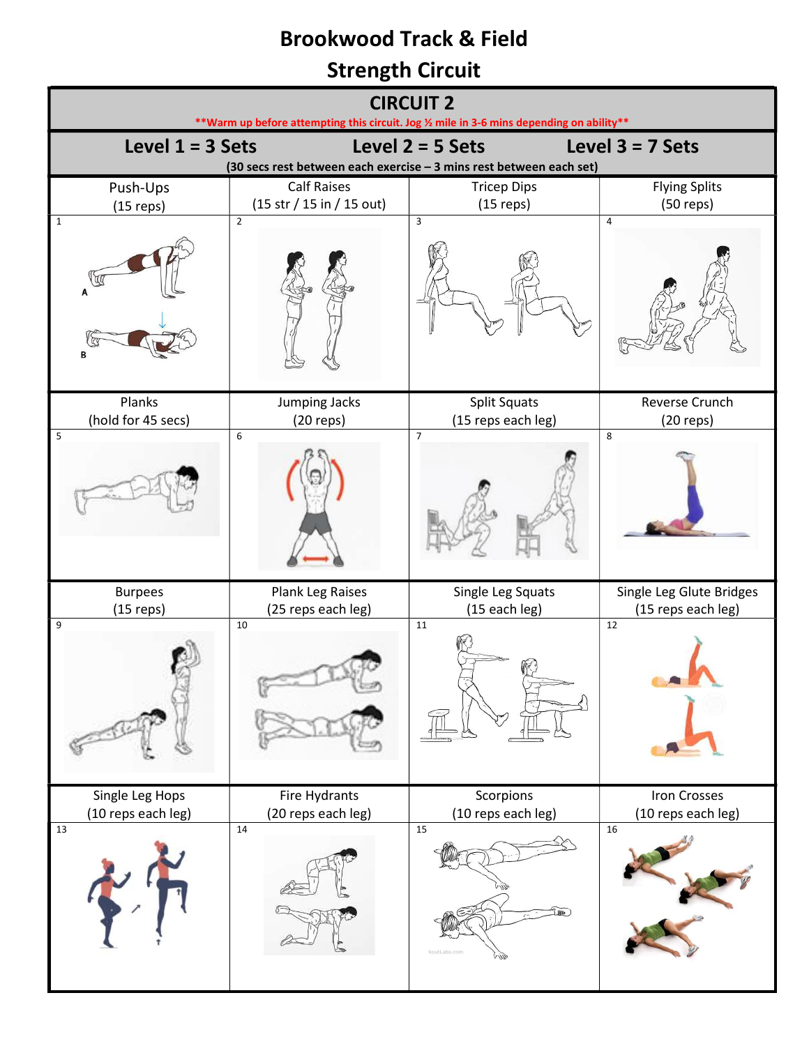# Brookwood Track & Field

## Strength Circuit

### CIRCUIT 2

**Warm up before attempting this circuit. Jog ½ mile in 3-6 mins depending on ability**

**Level 1 = 3 Sets** **Level 2 = 5 Sets** **Level 3 = 7 Sets**

(30 secs rest between each exercise – 3 mins rest between each set)

| | | | |
|---|---|---|---|
| Push-Ups (15 reps) | Calf Raises (15 str / 15 in / 15 out) | Tricep Dips (15 reps) | Flying Splits (50 reps) |
| 1 | 2 | 3 | 4 |
| Planks (hold for 45 secs) | Jumping Jacks (20 reps) | Split Squats (15 reps each leg) | Reverse Crunch (20 reps) |
| 5 | 6 | 7 | 8 |
| Burpees (15 reps) | Plank Leg Raises (25 reps each leg) | Single Leg Squats (15 each leg) | Single Leg Glute Bridges (15 reps each leg) |
| 9 | 10 | 11 | 12 |
| Single Leg Hops (10 reps each leg) | Fire Hydrants (20 reps each leg) | Scorpions (10 reps each leg) | Iron Crosses (10 reps each leg) |
| 13 | 14 | 15 | 16 |